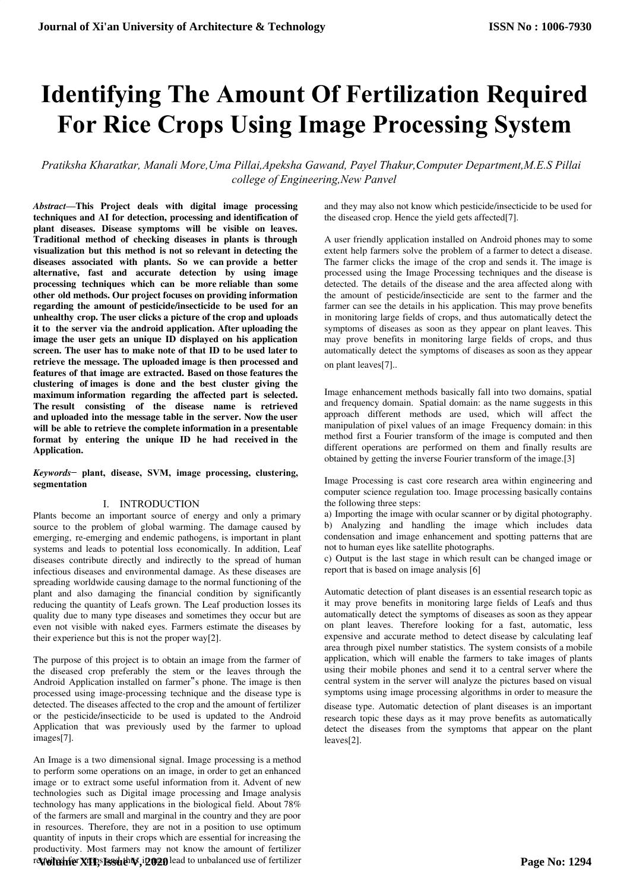# Identifying The Amount Of Fertilization Required For Rice Crops Using Image Processing System

*Pratiksha Kharatkar, Manali More,Uma Pillai,Apeksha Gawand, Payel Thakur,Computer Department,M.E.S Pillai college of Engineering,New Panvel*

***Abstract*—This Project deals with digital image processing techniques and AI for detection, processing and identification of plant diseases. Disease symptoms will be visible on leaves. Traditional method of checking diseases in plants is through visualization but this method is not so relevant in detecting the diseases associated with plants. So we can provide a better alternative, fast and accurate detection by using image processing techniques which can be more reliable than some other old methods. Our project focuses on providing information regarding the amount of pesticide/insecticide to be used for an unhealthy crop. The user clicks a picture of the crop and uploads it to the server via the android application. After uploading the image the user gets an unique ID displayed on his application screen. The user has to make note of that ID to be used later to retrieve the message. The uploaded image is then processed and features of that image are extracted. Based on those features the clustering of images is done and the best cluster giving the maximum information regarding the affected part is selected. The result consisting of the disease name is retrieved and uploaded into the message table in the server. Now the user will be able to retrieve the complete information in a presentable format by entering the unique ID he had received in the Application.**

***Keywords*— plant, disease, SVM, image processing, clustering, segmentation**

## I. INTRODUCTION

Plants become an important source of energy and only a primary source to the problem of global warming. The damage caused by emerging, re-emerging and endemic pathogens, is important in plant systems and leads to potential loss economically. In addition, Leaf diseases contribute directly and indirectly to the spread of human infectious diseases and environmental damage. As these diseases are spreading worldwide causing damage to the normal functioning of the plant and also damaging the financial condition by significantly reducing the quantity of Leafs grown. The Leaf production losses its quality due to many type diseases and sometimes they occur but are even not visible with naked eyes. Farmers estimate the diseases by their experience but this is not the proper way[2].

The purpose of this project is to obtain an image from the farmer of the diseased crop preferably the stem or the leaves through the Android Application installed on farmer"s phone. The image is then processed using image-processing technique and the disease type is detected. The diseases affected to the crop and the amount of fertilizer or the pesticide/insecticide to be used is updated to the Android Application that was previously used by the farmer to upload images[7].

An Image is a two dimensional signal. Image processing is a method to perform some operations on an image, in order to get an enhanced image or to extract some useful information from it. Advent of new technologies such as Digital image processing and Image analysis technology has many applications in the biological field. About 78% of the farmers are small and marginal in the country and they are poor in resources. Therefore, they are not in a position to use optimum quantity of inputs in their crops which are essential for increasing the productivity. Most farmers may not know the amount of fertilizer required for crops and this may lead to unbalanced use of fertilizer and they may also not know which pesticide/insecticide to be used for the diseased crop. Hence the yield gets affected[7].

A user friendly application installed on Android phones may to some extent help farmers solve the problem of a farmer to detect a disease. The farmer clicks the image of the crop and sends it. The image is processed using the Image Processing techniques and the disease is detected. The details of the disease and the area affected along with the amount of pesticide/insecticide are sent to the farmer and the farmer can see the details in his application. This may prove benefits in monitoring large fields of crops, and thus automatically detect the symptoms of diseases as soon as they appear on plant leaves. This may prove benefits in monitoring large fields of crops, and thus automatically detect the symptoms of diseases as soon as they appear on plant leaves[7]..

Image enhancement methods basically fall into two domains, spatial and frequency domain. Spatial domain: as the name suggests in this approach different methods are used, which will affect the manipulation of pixel values of an image Frequency domain: in this method first a Fourier transform of the image is computed and then different operations are performed on them and finally results are obtained by getting the inverse Fourier transform of the image.[3]

Image Processing is cast core research area within engineering and computer science regulation too. Image processing basically contains the following three steps:

a) Importing the image with ocular scanner or by digital photography.
b) Analyzing and handling the image which includes data condensation and image enhancement and spotting patterns that are not to human eyes like satellite photographs.
c) Output is the last stage in which result can be changed image or report that is based on image analysis [6]

Automatic detection of plant diseases is an essential research topic as it may prove benefits in monitoring large fields of Leafs and thus automatically detect the symptoms of diseases as soon as they appear on plant leaves. Therefore looking for a fast, automatic, less expensive and accurate method to detect disease by calculating leaf area through pixel number statistics. The system consists of a mobile application, which will enable the farmers to take images of plants using their mobile phones and send it to a central server where the central system in the server will analyze the pictures based on visual symptoms using image processing algorithms in order to measure the disease type. Automatic detection of plant diseases is an important research topic these days as it may prove benefits as automatically detect the diseases from the symptoms that appear on the plant leaves[2].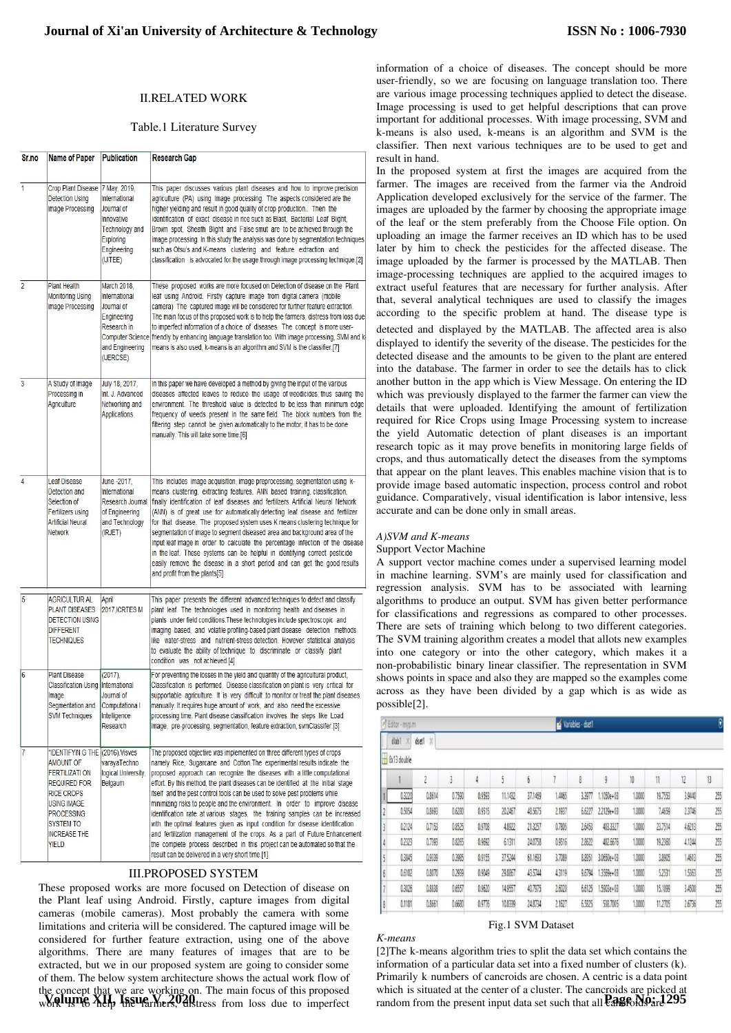## II.RELATED WORK

Table.1 Literature Survey

| Sr.no | Name of Paper | Publication | Research Gap |
|---|---|---|---|
| 1 | Crop Plant Disease Detection Using Image Processing | 7 May, 2019, International Journal of Innovative Technology and Exploring Engineering (IJITEE) | This paper discusses various plant diseases and how to improve precision agriculture (PA) using image processing. The aspects considered are the higher yielding and result in good quality of crop production.. Then the identification of exact disease in rice such as Blast, Bacterial Leaf Blight, Brown spot, Sheath Blight and False smut are to be achieved through the image processing. In this study the analysis was done by segmentation techniques such as Otsu's and K-means clustering and feature extraction and classification is advocated for the usage through image processing technique.[2] |
| 2 | Plant Health Monitoring Using Image Processing | March 2018, International Journal of Engineering Research in Computer Science and Engineering (IJERCSE) | These proposed works are more focused on Detection of disease on the Plant leaf using Android. Firstly capture image from digital camera (mobile camera). The captured image will be considered for further feature extraction. The main focus of this proposed work is to help the farmers, distress from loss due to imperfect information of a choice of diseases. The concept is more user-friendly by enhancing language translation too. With image processing, SVM and k-means is also used, k-means is an algorithm and SVM is the classifier.[7] |
| 3 | A Study of Image Processing in Agriculture | July 18, 2017, Int. J. Advanced Networking and Applications | In this paper we have developed a method by giving the input of the various diseases affected leaves to reduce the usage of weedicides, thus saving the environment. The threshold value is detected to be less than minimum edge frequency of weeds present in the same field. The block numbers from the filtering step cannot be given automatically to the motor, it has to be done manually. This will take some time.[6] |
| 4 | Leaf Disease Detection and Selection of Fertilizers using Artificial Neural Network | June -2017, International Research Journal of Engineering and Technology (IRJET) | This includes image acquisition, image preprocessing, segmentation using k-means clustering, extracting features, ANN based training, classification, finally identification of leaf diseases and fertilizers Artificial Neural Network (ANN) is of great use for automatically detecting leaf disease and fertilizer for that disease. The proposed system uses K means clustering technique for segmentation of image to segment diseased area and background area of the input leaf image in order to calculate the percentage infection of the disease in the leaf. These systems can be helpful in identifying correct pesticide easily remove the disease in a short period and can get the good results and profit from the plants[5] |
| 5 | AGRICULTURAL PLANT DISEASES DETECTION USING DIFFERENT TECHNIQUES | April 2017,ICRTES M | This paper presents the different advanced techniques to detect and classify plant leaf. The technologies used in monitoring health and diseases in plants under field conditions.These technologies include spectroscopic and imaging based, and volatile profiling-based plant disease detection methods like water-stress and nutrient-stress detection. However statistical analysis to evaluate the ability of technique to discriminate or classify plant condition was not achieved.[4] |
| 6 | Plant Disease Classification Using Image Segmentation and SVM Techniques | (2017), International Journal of Computational Intelligence Research | For preventing the losses in the yield and quantity of the agricultural product, Classification is performed. Disease classification on plant is very critical for supportable agriculture. It is very difficult to monitor or treat the plant diseases manually. It requires huge amount of work, and also need the excessive processing time. Plant disease classification involves the steps like Load image, pre-processing, segmentation, feature extraction, svmClassifier.[3] |
| 7 | "IDENTIFYIN G THE AMOUNT OF FERTILIZATION REQUIRED FOR RICE CROPS USING IMAGE PROCESSING SYSTEM TO INCREASE THE YIELD | (2016),Visves varayaTechno logical University, Belgaum | The proposed objective was implemented on three different types of crops namely Rice, Sugarcane and Cotton.The experimental results indicate the proposed approach can recognize the diseases with a little computational effort. By this method, the plant diseases can be identified at the initial stage itself and the pest control tools can be used to solve pest problems while minimizing risks to people and the environment. In order to improve disease identification rate at various stages, the training samples can be increased with the optimal features given as input condition for disease identification and fertilization management of the crops. As a part of Future Enhancement the complete process described in this project can be automated so that the result can be delivered in a very short time.[1] |

## III.PROPOSED SYSTEM

These proposed works are more focused on Detection of disease on the Plant leaf using Android. Firstly, capture images from digital cameras (mobile cameras). Most probably the camera with some limitations and criteria will be considered. The captured image will be considered for further feature extraction, using one of the above algorithms. There are many features of images that are to be extracted, but we in our proposed system are going to consider some of them. The below system architecture shows the actual work flow of the concept that we are working on. The main focus of this proposed work is to help the farmers, distress from loss due to imperfect information of a choice of diseases. The concept should be more user-friendly, so we are focusing on language translation too. There are various image processing techniques applied to detect the disease. Image processing is used to get helpful descriptions that can prove important for additional processes. With image processing, SVM and k-means is also used, k-means is an algorithm and SVM is the classifier. Then next various techniques are to be used to get and result in hand.

In the proposed system at first the images are acquired from the farmer. The images are received from the farmer via the Android Application developed exclusively for the service of the farmer. The images are uploaded by the farmer by choosing the appropriate image of the leaf or the stem preferably from the Choose File option. On uploading an image the farmer receives an ID which has to be used later by him to check the pesticides for the affected disease. The image uploaded by the farmer is processed by the MATLAB. Then image-processing techniques are applied to the acquired images to extract useful features that are necessary for further analysis. After that, several analytical techniques are used to classify the images according to the specific problem at hand. The disease type is detected and displayed by the MATLAB. The affected area is also displayed to identify the severity of the disease. The pesticides for the detected disease and the amounts to be given to the plant are entered into the database. The farmer in order to see the details has to click another button in the app which is View Message. On entering the ID which was previously displayed to the farmer the farmer can view the details that were uploaded. Identifying the amount of fertilization required for Rice Crops using Image Processing system to increase the yield Automatic detection of plant diseases is an important research topic as it may prove benefits in monitoring large fields of crops, and thus automatically detect the diseases from the symptoms that appear on the plant leaves. This enables machine vision that is to provide image based automatic inspection, process control and robot guidance. Comparatively, visual identification is labor intensive, less accurate and can be done only in small areas.

### A)SVM and K-means

Support Vector Machine

A support vector machine comes under a supervised learning model in machine learning. SVM's are mainly used for classification and regression analysis. SVM has to be associated with learning algorithms to produce an output. SVM has given better performance for classifications and regressions as compared to other processes. There are sets of training which belong to two different categories. The SVM training algorithm creates a model that allots new examples into one category or into the other category, which makes it a non-probabilistic binary linear classifier. The representation in SVM shows points in space and also they are mapped so the examples come across as they have been divided by a gap which is as wide as possible[2].

| | 1 | 2 | 3 | 4 | 5 | 6 | 7 | 8 | 9 | 10 | 11 | 12 | 13 |
|---|---|---|---|---|---|---|---|---|---|---|---|---|---|
| 1 | 0.3220 | 0.8614 | 0.7590 | 0.9593 | 11.1492 | 37.1469 | 1.4465 | 3.3977 | 1.1050e+03 | 1.0000 | 18.7552 | 3.9440 | 255 |
| 2 | 0.5054 | 0.8693 | 0.6280 | 0.9515 | 20.2467 | 48.5675 | 2.1937 | 6.6227 | 2.2129e+03 | 1.0000 | 7.4659 | 2.3746 | 255 |
| 3 | 0.2124 | 0.7153 | 0.8525 | 0.9708 | 4.8922 | 21.3257 | 0.7806 | 2.6453 | 403.3327 | 1.0000 | 23.7514 | 4.6213 | 255 |
| 4 | 0.2323 | 0.7793 | 0.8205 | 0.9692 | 6.1311 | 24.0758 | 0.9516 | 2.8622 | 482.6676 | 1.0000 | 19.2360 | 4.1244 | 255 |
| 5 | 0.3845 | 0.8939 | 0.3985 | 0.9155 | 37.5244 | 61.1693 | 3.7089 | 8.8951 | 3.0650e+03 | 1.0000 | 3.8905 | 1.4613 | 255 |
| 6 | 0.6102 | 0.8070 | 0.2939 | 0.9049 | 29.8867 | 43.5744 | 4.3119 | 9.6794 | 1.3569e+03 | 1.0000 | 5.2531 | 1.5363 | 255 |
| 7 | 0.3026 | 0.8838 | 0.6557 | 0.9620 | 14.9557 | 40.7975 | 2.0020 | 6.6125 | 1.5903e+03 | 1.0000 | 15.1899 | 3.4500 | 255 |
| 8 | 0.1181 | 0.8661 | 0.6680 | 0.9776 | 10.8399 | 24.8734 | 2.1627 | 6.5525 | 538.7065 | 1.0000 | 11.2705 | 2.6756 | 255 |

Fig.1 SVM Dataset

K-means

[2]The k-means algorithm tries to split the data set which contains the information of a particular data set into a fixed number of clusters (k). Primarily k numbers of cancroids are chosen. A centric is a data point which is situated at the center of a cluster. The cancroids are picked at random from the present input data set such that all cancroids are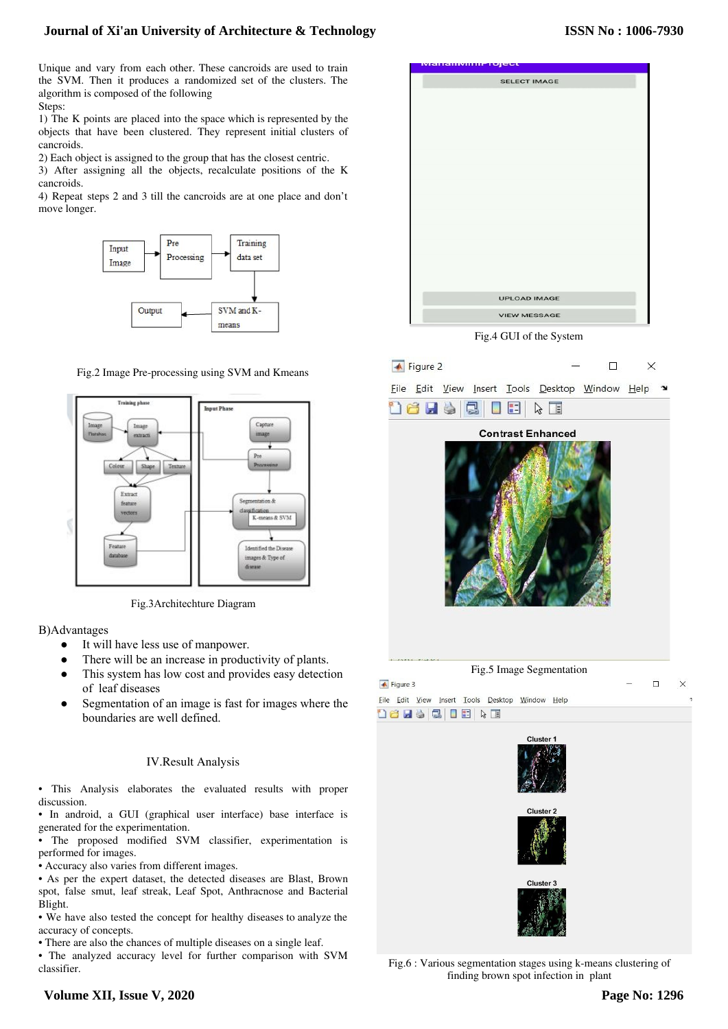Unique and vary from each other. These cancroids are used to train the SVM. Then it produces a randomized set of the clusters. The algorithm is composed of the following

Steps:

1) The K points are placed into the space which is represented by the objects that have been clustered. They represent initial clusters of cancroids.
2) Each object is assigned to the group that has the closest centric.
3) After assigning all the objects, recalculate positions of the K cancroids.
4) Repeat steps 2 and 3 till the cancroids are at one place and don't move longer.

Fig.2 Image Pre-processing using SVM and Kmeans

Fig.3Architechture Diagram

B)Advantages

- It will have less use of manpower.
- There will be an increase in productivity of plants.
- This system has low cost and provides easy detection of leaf diseases
- Segmentation of an image is fast for images where the boundaries are well defined.

## IV.Result Analysis

- This Analysis elaborates the evaluated results with proper discussion.
- In android, a GUI (graphical user interface) base interface is generated for the experimentation.
- The proposed modified SVM classifier, experimentation is performed for images.
- Accuracy also varies from different images.
- As per the expert dataset, the detected diseases are Blast, Brown spot, false smut, leaf streak, Leaf Spot, Anthracnose and Bacterial Blight.
- We have also tested the concept for healthy diseases to analyze the accuracy of concepts.
- There are also the chances of multiple diseases on a single leaf.
- The analyzed accuracy level for further comparison with SVM classifier.

Fig.4 GUI of the System

Fig.5 Image Segmentation

Fig.6 : Various segmentation stages using k-means clustering of finding brown spot infection in plant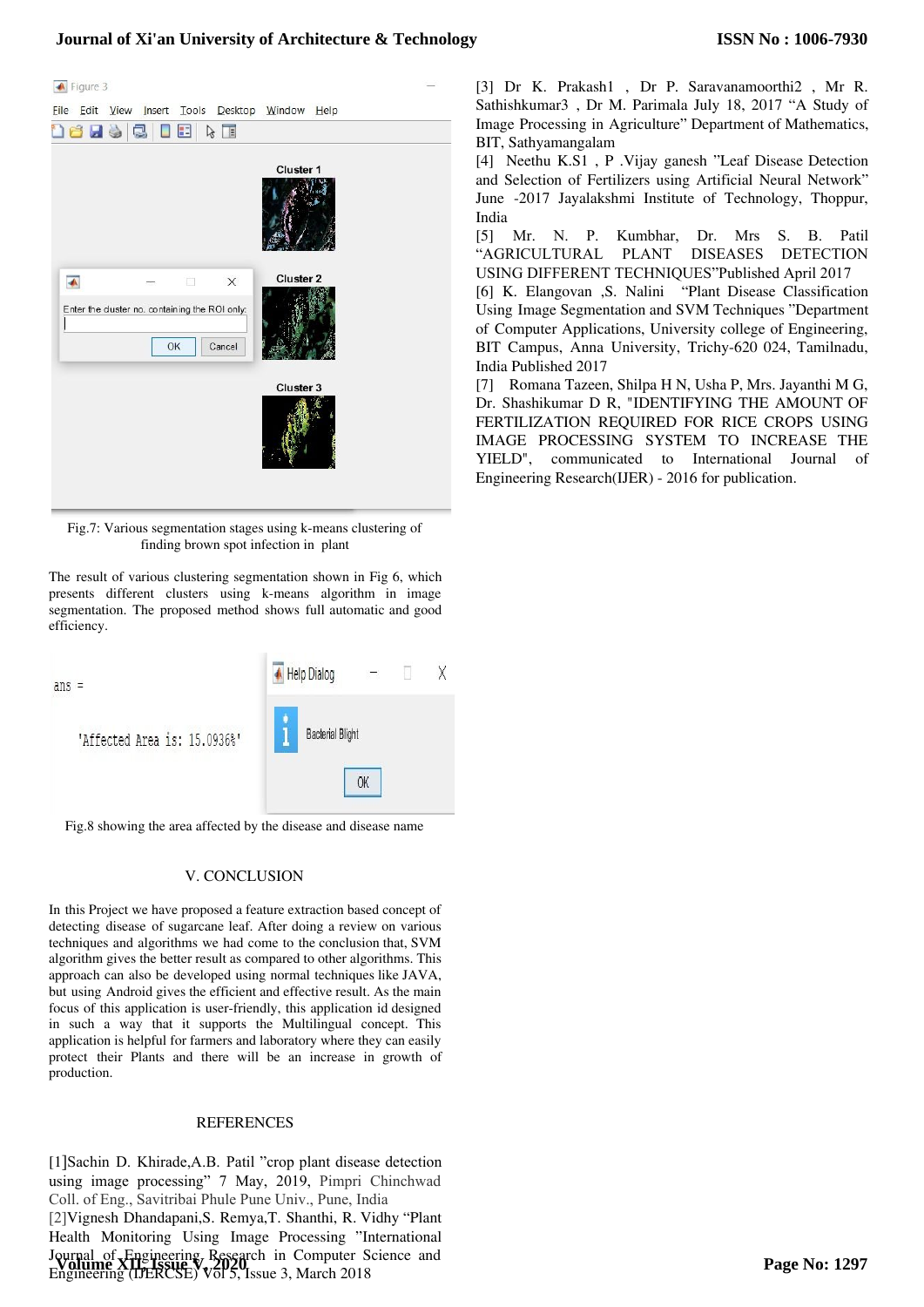Fig.7: Various segmentation stages using k-means clustering of finding brown spot infection in plant

The result of various clustering segmentation shown in Fig 6, which presents different clusters using k-means algorithm in image segmentation. The proposed method shows full automatic and good efficiency.

Fig.8 showing the area affected by the disease and disease name

## V. CONCLUSION

In this Project we have proposed a feature extraction based concept of detecting disease of sugarcane leaf. After doing a review on various techniques and algorithms we had come to the conclusion that, SVM algorithm gives the better result as compared to other algorithms. This approach can also be developed using normal techniques like JAVA, but using Android gives the efficient and effective result. As the main focus of this application is user-friendly, this application id designed in such a way that it supports the Multilingual concept. This application is helpful for farmers and laboratory where they can easily protect their Plants and there will be an increase in growth of production.

## REFERENCES

[1]Sachin D. Khirade,A.B. Patil "crop plant disease detection using image processing" 7 May, 2019, Pimpri Chinchwad Coll. of Eng., Savitribai Phule Pune Univ., Pune, India

[2]Vignesh Dhandapani,S. Remya,T. Shanthi, R. Vidhy "Plant Health Monitoring Using Image Processing "International Journal of Engineering Research in Computer Science and Engineering (IJERCSE) Vol 5, Issue 3, March 2018

[3] Dr K. Prakash1 , Dr P. Saravanamoorthi2 , Mr R. Sathishkumar3 , Dr M. Parimala July 18, 2017 "A Study of Image Processing in Agriculture" Department of Mathematics, BIT, Sathyamangalam

[4] Neethu K.S1 , P .Vijay ganesh "Leaf Disease Detection and Selection of Fertilizers using Artificial Neural Network" June -2017 Jayalakshmi Institute of Technology, Thoppur, India

[5] Mr. N. P. Kumbhar, Dr. Mrs S. B. Patil "AGRICULTURAL PLANT DISEASES DETECTION USING DIFFERENT TECHNIQUES"Published April 2017

[6] K. Elangovan ,S. Nalini "Plant Disease Classification Using Image Segmentation and SVM Techniques "Department of Computer Applications, University college of Engineering, BIT Campus, Anna University, Trichy-620 024, Tamilnadu, India Published 2017

[7] Romana Tazeen, Shilpa H N, Usha P, Mrs. Jayanthi M G, Dr. Shashikumar D R, "IDENTIFYING THE AMOUNT OF FERTILIZATION REQUIRED FOR RICE CROPS USING IMAGE PROCESSING SYSTEM TO INCREASE THE YIELD", communicated to International Journal of Engineering Research(IJER) - 2016 for publication.